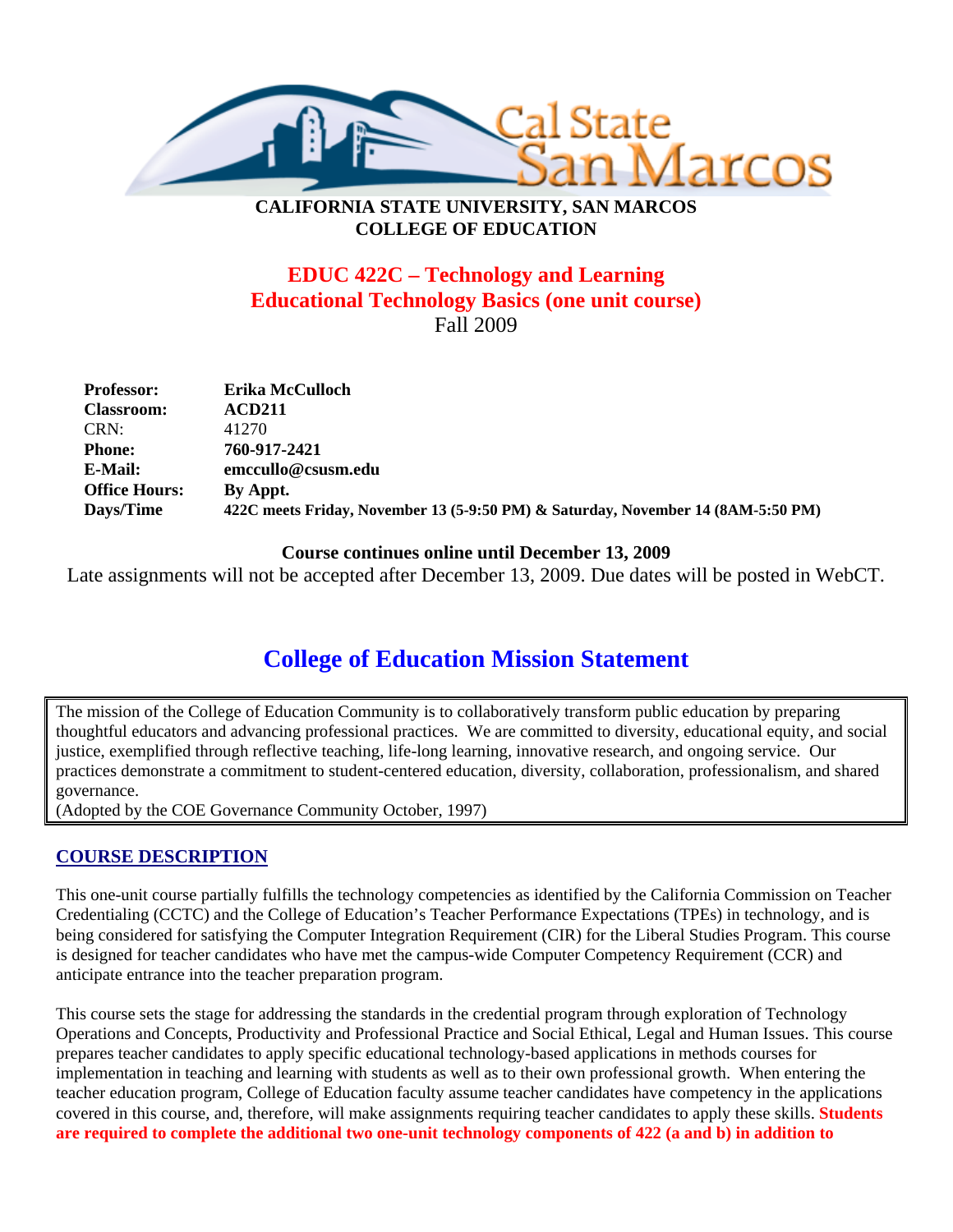**CALIFORNIA STATE UNIVERSITY, SAN MARCOS**
**COLLEGE OF EDUCATION**

# EDUC 422C – Technology and Learning
## Educational Technology Basics (one unit course)
Fall 2009

| | |
|---|---|
| **Professor:** | **Erika McCulloch** |
| **Classroom:** | **ACD211** |
| CRN: | 41270 |
| **Phone:** | **760-917-2421** |
| **E-Mail:** | **emccullo@csusm.edu** |
| **Office Hours:** | **By Appt.** |
| **Days/Time** | **422C meets Friday, November 13 (5-9:50 PM) & Saturday, November 14 (8AM-5:50 PM)** |

**Course continues online until December 13, 2009**

Late assignments will not be accepted after December 13, 2009. Due dates will be posted in WebCT.

## College of Education Mission Statement

The mission of the College of Education Community is to collaboratively transform public education by preparing thoughtful educators and advancing professional practices. We are committed to diversity, educational equity, and social justice, exemplified through reflective teaching, life-long learning, innovative research, and ongoing service. Our practices demonstrate a commitment to student-centered education, diversity, collaboration, professionalism, and shared governance.
(Adopted by the COE Governance Community October, 1997)

### COURSE DESCRIPTION

This one-unit course partially fulfills the technology competencies as identified by the California Commission on Teacher Credentialing (CCTC) and the College of Education's Teacher Performance Expectations (TPEs) in technology, and is being considered for satisfying the Computer Integration Requirement (CIR) for the Liberal Studies Program. This course is designed for teacher candidates who have met the campus-wide Computer Competency Requirement (CCR) and anticipate entrance into the teacher preparation program.

This course sets the stage for addressing the standards in the credential program through exploration of Technology Operations and Concepts, Productivity and Professional Practice and Social Ethical, Legal and Human Issues. This course prepares teacher candidates to apply specific educational technology-based applications in methods courses for implementation in teaching and learning with students as well as to their own professional growth. When entering the teacher education program, College of Education faculty assume teacher candidates have competency in the applications covered in this course, and, therefore, will make assignments requiring teacher candidates to apply these skills. **Students are required to complete the additional two one-unit technology components of 422 (a and b) in addition to**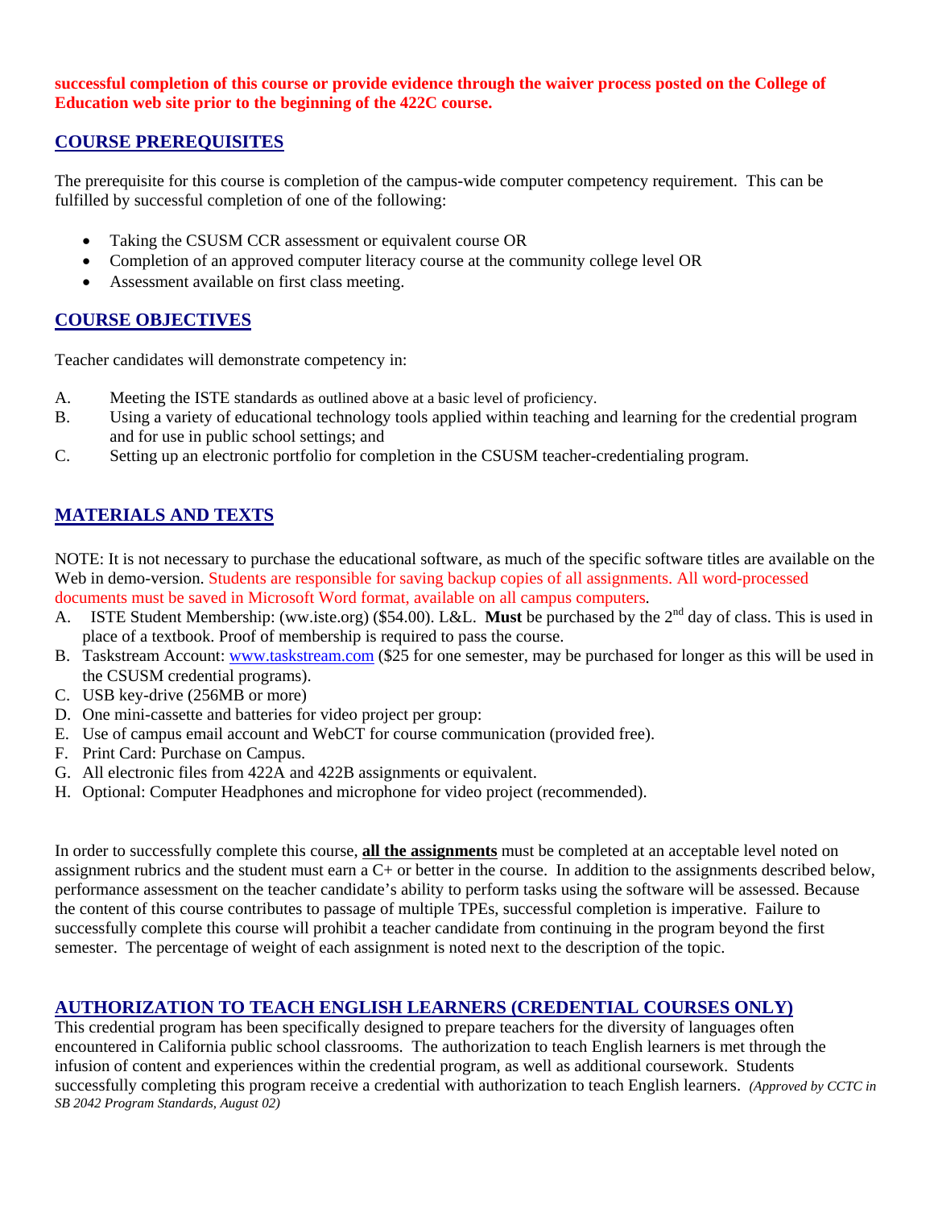**successful completion of this course or provide evidence through the waiver process posted on the College of Education web site prior to the beginning of the 422C course.**

## COURSE PREREQUISITES

The prerequisite for this course is completion of the campus-wide computer competency requirement. This can be fulfilled by successful completion of one of the following:

- Taking the CSUSM CCR assessment or equivalent course OR
- Completion of an approved computer literacy course at the community college level OR
- Assessment available on first class meeting.

## COURSE OBJECTIVES

Teacher candidates will demonstrate competency in:

A. Meeting the ISTE standards as outlined above at a basic level of proficiency.
B. Using a variety of educational technology tools applied within teaching and learning for the credential program and for use in public school settings; and
C. Setting up an electronic portfolio for completion in the CSUSM teacher-credentialing program.

## MATERIALS AND TEXTS

NOTE: It is not necessary to purchase the educational software, as much of the specific software titles are available on the Web in demo-version. Students are responsible for saving backup copies of all assignments. All word-processed documents must be saved in Microsoft Word format, available on all campus computers.

A. ISTE Student Membership: (ww.iste.org) ($54.00). L&L. **Must** be purchased by the 2nd day of class. This is used in place of a textbook. Proof of membership is required to pass the course.
B. Taskstream Account: www.taskstream.com ($25 for one semester, may be purchased for longer as this will be used in the CSUSM credential programs).
C. USB key-drive (256MB or more)
D. One mini-cassette and batteries for video project per group:
E. Use of campus email account and WebCT for course communication (provided free).
F. Print Card: Purchase on Campus.
G. All electronic files from 422A and 422B assignments or equivalent.
H. Optional: Computer Headphones and microphone for video project (recommended).

In order to successfully complete this course, **all the assignments** must be completed at an acceptable level noted on assignment rubrics and the student must earn a C+ or better in the course. In addition to the assignments described below, performance assessment on the teacher candidate's ability to perform tasks using the software will be assessed. Because the content of this course contributes to passage of multiple TPEs, successful completion is imperative. Failure to successfully complete this course will prohibit a teacher candidate from continuing in the program beyond the first semester. The percentage of weight of each assignment is noted next to the description of the topic.

## AUTHORIZATION TO TEACH ENGLISH LEARNERS (CREDENTIAL COURSES ONLY)

This credential program has been specifically designed to prepare teachers for the diversity of languages often encountered in California public school classrooms. The authorization to teach English learners is met through the infusion of content and experiences within the credential program, as well as additional coursework. Students successfully completing this program receive a credential with authorization to teach English learners. *(Approved by CCTC in SB 2042 Program Standards, August 02)*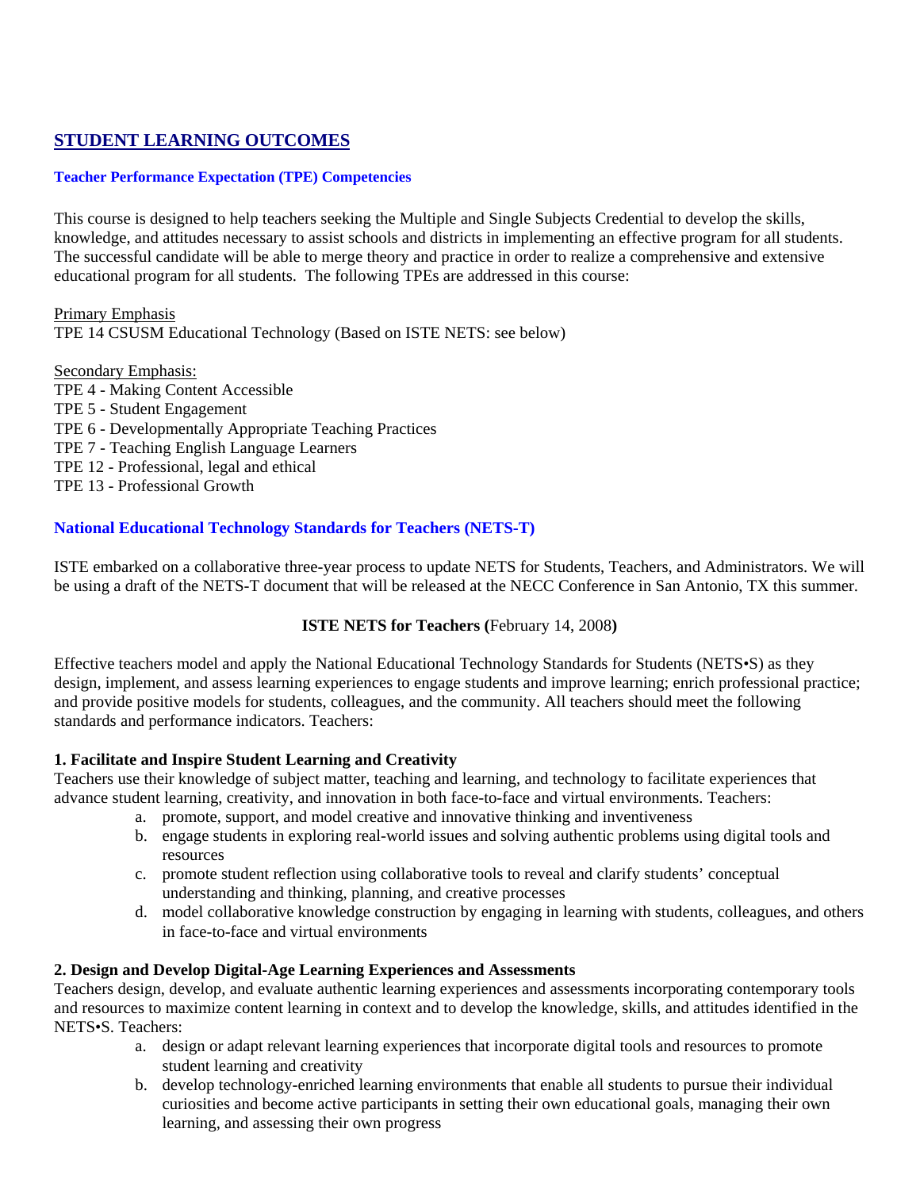## STUDENT LEARNING OUTCOMES

### Teacher Performance Expectation (TPE) Competencies

This course is designed to help teachers seeking the Multiple and Single Subjects Credential to develop the skills, knowledge, and attitudes necessary to assist schools and districts in implementing an effective program for all students. The successful candidate will be able to merge theory and practice in order to realize a comprehensive and extensive educational program for all students. The following TPEs are addressed in this course:

Primary Emphasis
TPE 14 CSUSM Educational Technology (Based on ISTE NETS: see below)

Secondary Emphasis:
TPE 4 - Making Content Accessible
TPE 5 - Student Engagement
TPE 6 - Developmentally Appropriate Teaching Practices
TPE 7 - Teaching English Language Learners
TPE 12 - Professional, legal and ethical
TPE 13 - Professional Growth

### National Educational Technology Standards for Teachers (NETS-T)

ISTE embarked on a collaborative three-year process to update NETS for Students, Teachers, and Administrators. We will be using a draft of the NETS-T document that will be released at the NECC Conference in San Antonio, TX this summer.

**ISTE NETS for Teachers (**February 14, 2008**)**

Effective teachers model and apply the National Educational Technology Standards for Students (NETS•S) as they design, implement, and assess learning experiences to engage students and improve learning; enrich professional practice; and provide positive models for students, colleagues, and the community. All teachers should meet the following standards and performance indicators. Teachers:

**1. Facilitate and Inspire Student Learning and Creativity**
Teachers use their knowledge of subject matter, teaching and learning, and technology to facilitate experiences that advance student learning, creativity, and innovation in both face-to-face and virtual environments. Teachers:

a. promote, support, and model creative and innovative thinking and inventiveness
b. engage students in exploring real-world issues and solving authentic problems using digital tools and resources
c. promote student reflection using collaborative tools to reveal and clarify students' conceptual understanding and thinking, planning, and creative processes
d. model collaborative knowledge construction by engaging in learning with students, colleagues, and others in face-to-face and virtual environments

**2. Design and Develop Digital-Age Learning Experiences and Assessments**
Teachers design, develop, and evaluate authentic learning experiences and assessments incorporating contemporary tools and resources to maximize content learning in context and to develop the knowledge, skills, and attitudes identified in the NETS•S. Teachers:

a. design or adapt relevant learning experiences that incorporate digital tools and resources to promote student learning and creativity
b. develop technology-enriched learning environments that enable all students to pursue their individual curiosities and become active participants in setting their own educational goals, managing their own learning, and assessing their own progress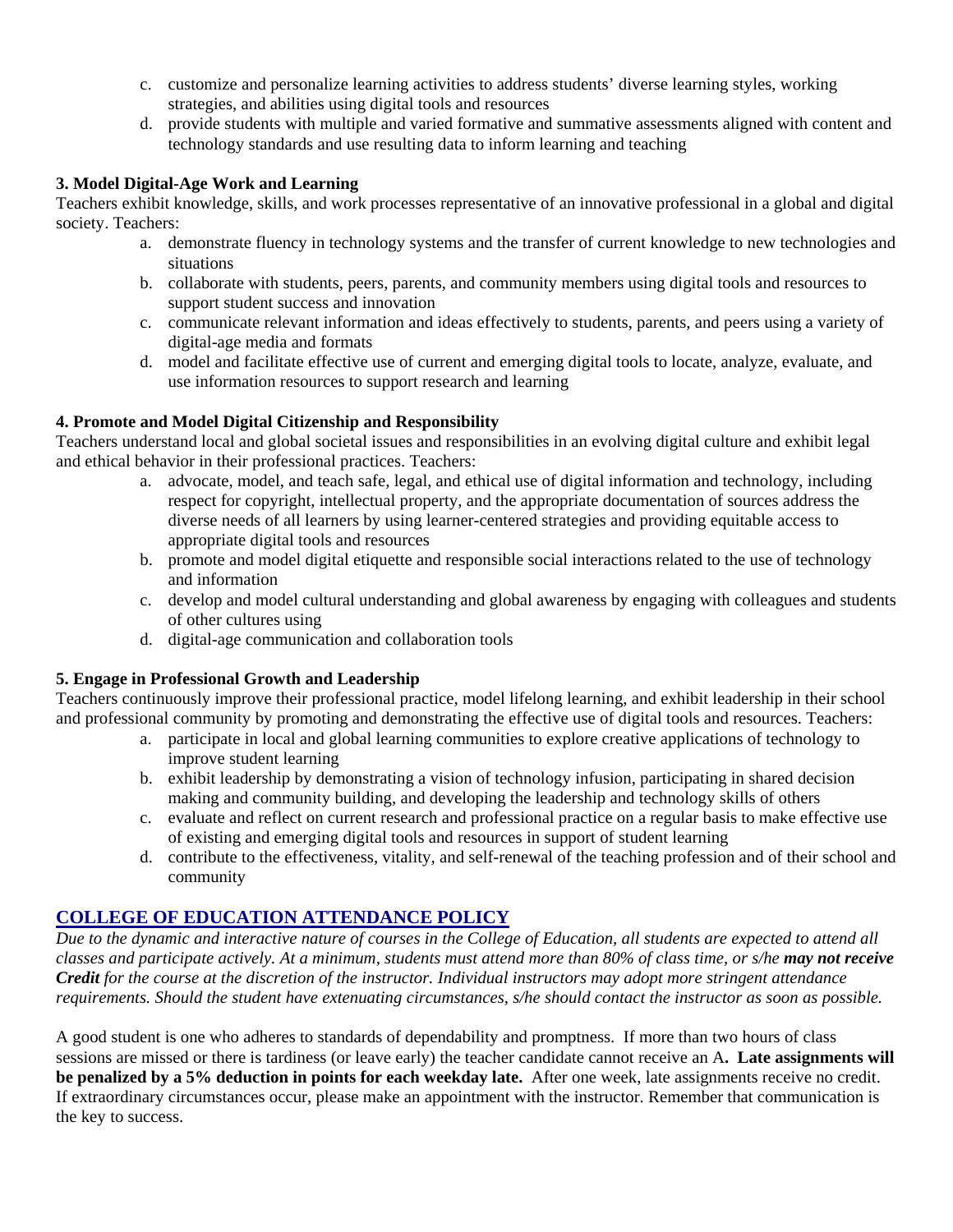c. customize and personalize learning activities to address students' diverse learning styles, working strategies, and abilities using digital tools and resources
d. provide students with multiple and varied formative and summative assessments aligned with content and technology standards and use resulting data to inform learning and teaching

**3. Model Digital-Age Work and Learning**

Teachers exhibit knowledge, skills, and work processes representative of an innovative professional in a global and digital society. Teachers:

a. demonstrate fluency in technology systems and the transfer of current knowledge to new technologies and situations
b. collaborate with students, peers, parents, and community members using digital tools and resources to support student success and innovation
c. communicate relevant information and ideas effectively to students, parents, and peers using a variety of digital-age media and formats
d. model and facilitate effective use of current and emerging digital tools to locate, analyze, evaluate, and use information resources to support research and learning

**4. Promote and Model Digital Citizenship and Responsibility**

Teachers understand local and global societal issues and responsibilities in an evolving digital culture and exhibit legal and ethical behavior in their professional practices. Teachers:

a. advocate, model, and teach safe, legal, and ethical use of digital information and technology, including respect for copyright, intellectual property, and the appropriate documentation of sources address the diverse needs of all learners by using learner-centered strategies and providing equitable access to appropriate digital tools and resources
b. promote and model digital etiquette and responsible social interactions related to the use of technology and information
c. develop and model cultural understanding and global awareness by engaging with colleagues and students of other cultures using
d. digital-age communication and collaboration tools

**5. Engage in Professional Growth and Leadership**

Teachers continuously improve their professional practice, model lifelong learning, and exhibit leadership in their school and professional community by promoting and demonstrating the effective use of digital tools and resources. Teachers:

a. participate in local and global learning communities to explore creative applications of technology to improve student learning
b. exhibit leadership by demonstrating a vision of technology infusion, participating in shared decision making and community building, and developing the leadership and technology skills of others
c. evaluate and reflect on current research and professional practice on a regular basis to make effective use of existing and emerging digital tools and resources in support of student learning
d. contribute to the effectiveness, vitality, and self-renewal of the teaching profession and of their school and community

## COLLEGE OF EDUCATION ATTENDANCE POLICY

*Due to the dynamic and interactive nature of courses in the College of Education, all students are expected to attend all classes and participate actively. At a minimum, students must attend more than 80% of class time, or s/he **may not receive Credit** for the course at the discretion of the instructor. Individual instructors may adopt more stringent attendance requirements. Should the student have extenuating circumstances, s/he should contact the instructor as soon as possible.*

A good student is one who adheres to standards of dependability and promptness. If more than two hours of class sessions are missed or there is tardiness (or leave early) the teacher candidate cannot receive an A**. Late assignments will be penalized by a 5% deduction in points for each weekday late.** After one week, late assignments receive no credit. If extraordinary circumstances occur, please make an appointment with the instructor. Remember that communication is the key to success.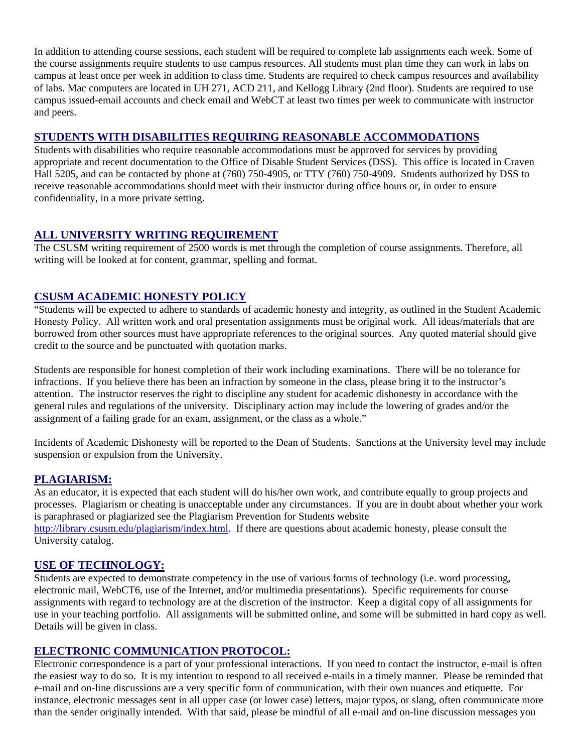In addition to attending course sessions, each student will be required to complete lab assignments each week. Some of the course assignments require students to use campus resources. All students must plan time they can work in labs on campus at least once per week in addition to class time. Students are required to check campus resources and availability of labs. Mac computers are located in UH 271, ACD 211, and Kellogg Library (2nd floor). Students are required to use campus issued-email accounts and check email and WebCT at least two times per week to communicate with instructor and peers.

## STUDENTS WITH DISABILITIES REQUIRING REASONABLE ACCOMMODATIONS

Students with disabilities who require reasonable accommodations must be approved for services by providing appropriate and recent documentation to the Office of Disable Student Services (DSS). This office is located in Craven Hall 5205, and can be contacted by phone at (760) 750-4905, or TTY (760) 750-4909. Students authorized by DSS to receive reasonable accommodations should meet with their instructor during office hours or, in order to ensure confidentiality, in a more private setting.

## ALL UNIVERSITY WRITING REQUIREMENT

The CSUSM writing requirement of 2500 words is met through the completion of course assignments. Therefore, all writing will be looked at for content, grammar, spelling and format.

## CSUSM ACADEMIC HONESTY POLICY

"Students will be expected to adhere to standards of academic honesty and integrity, as outlined in the Student Academic Honesty Policy. All written work and oral presentation assignments must be original work. All ideas/materials that are borrowed from other sources must have appropriate references to the original sources. Any quoted material should give credit to the source and be punctuated with quotation marks.

Students are responsible for honest completion of their work including examinations. There will be no tolerance for infractions. If you believe there has been an infraction by someone in the class, please bring it to the instructor's attention. The instructor reserves the right to discipline any student for academic dishonesty in accordance with the general rules and regulations of the university. Disciplinary action may include the lowering of grades and/or the assignment of a failing grade for an exam, assignment, or the class as a whole."

Incidents of Academic Dishonesty will be reported to the Dean of Students. Sanctions at the University level may include suspension or expulsion from the University.

## PLAGIARISM:

As an educator, it is expected that each student will do his/her own work, and contribute equally to group projects and processes. Plagiarism or cheating is unacceptable under any circumstances. If you are in doubt about whether your work is paraphrased or plagiarized see the Plagiarism Prevention for Students website http://library.csusm.edu/plagiarism/index.html. If there are questions about academic honesty, please consult the University catalog.

## USE OF TECHNOLOGY:

Students are expected to demonstrate competency in the use of various forms of technology (i.e. word processing, electronic mail, WebCT6, use of the Internet, and/or multimedia presentations). Specific requirements for course assignments with regard to technology are at the discretion of the instructor. Keep a digital copy of all assignments for use in your teaching portfolio. All assignments will be submitted online, and some will be submitted in hard copy as well. Details will be given in class.

## ELECTRONIC COMMUNICATION PROTOCOL:

Electronic correspondence is a part of your professional interactions. If you need to contact the instructor, e-mail is often the easiest way to do so. It is my intention to respond to all received e-mails in a timely manner. Please be reminded that e-mail and on-line discussions are a very specific form of communication, with their own nuances and etiquette. For instance, electronic messages sent in all upper case (or lower case) letters, major typos, or slang, often communicate more than the sender originally intended. With that said, please be mindful of all e-mail and on-line discussion messages you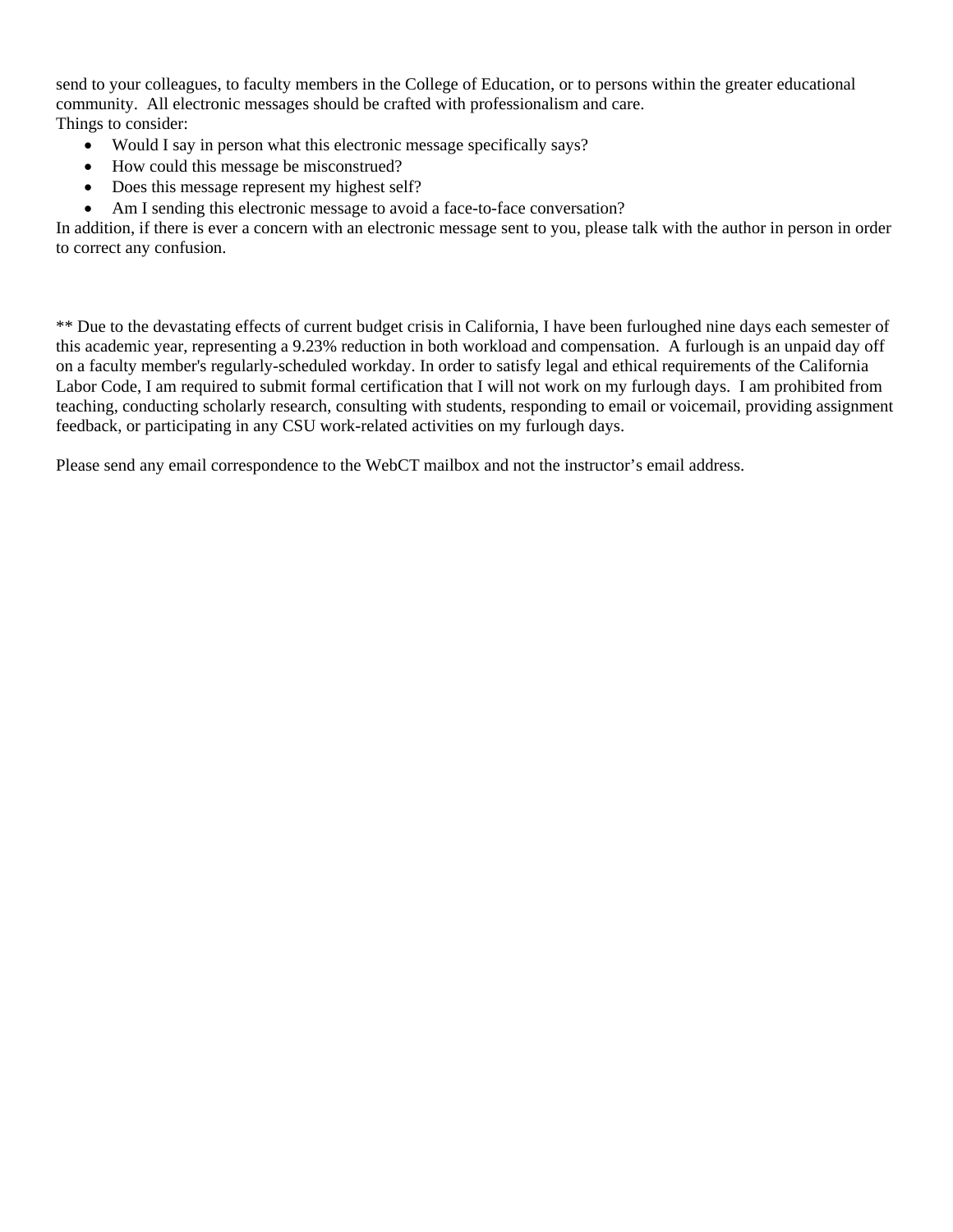send to your colleagues, to faculty members in the College of Education, or to persons within the greater educational community. All electronic messages should be crafted with professionalism and care.
Things to consider:

- Would I say in person what this electronic message specifically says?
- How could this message be misconstrued?
- Does this message represent my highest self?
- Am I sending this electronic message to avoid a face-to-face conversation?

In addition, if there is ever a concern with an electronic message sent to you, please talk with the author in person in order to correct any confusion.

** Due to the devastating effects of current budget crisis in California, I have been furloughed nine days each semester of this academic year, representing a 9.23% reduction in both workload and compensation. A furlough is an unpaid day off on a faculty member's regularly-scheduled workday. In order to satisfy legal and ethical requirements of the California Labor Code, I am required to submit formal certification that I will not work on my furlough days. I am prohibited from teaching, conducting scholarly research, consulting with students, responding to email or voicemail, providing assignment feedback, or participating in any CSU work-related activities on my furlough days.

Please send any email correspondence to the WebCT mailbox and not the instructor's email address.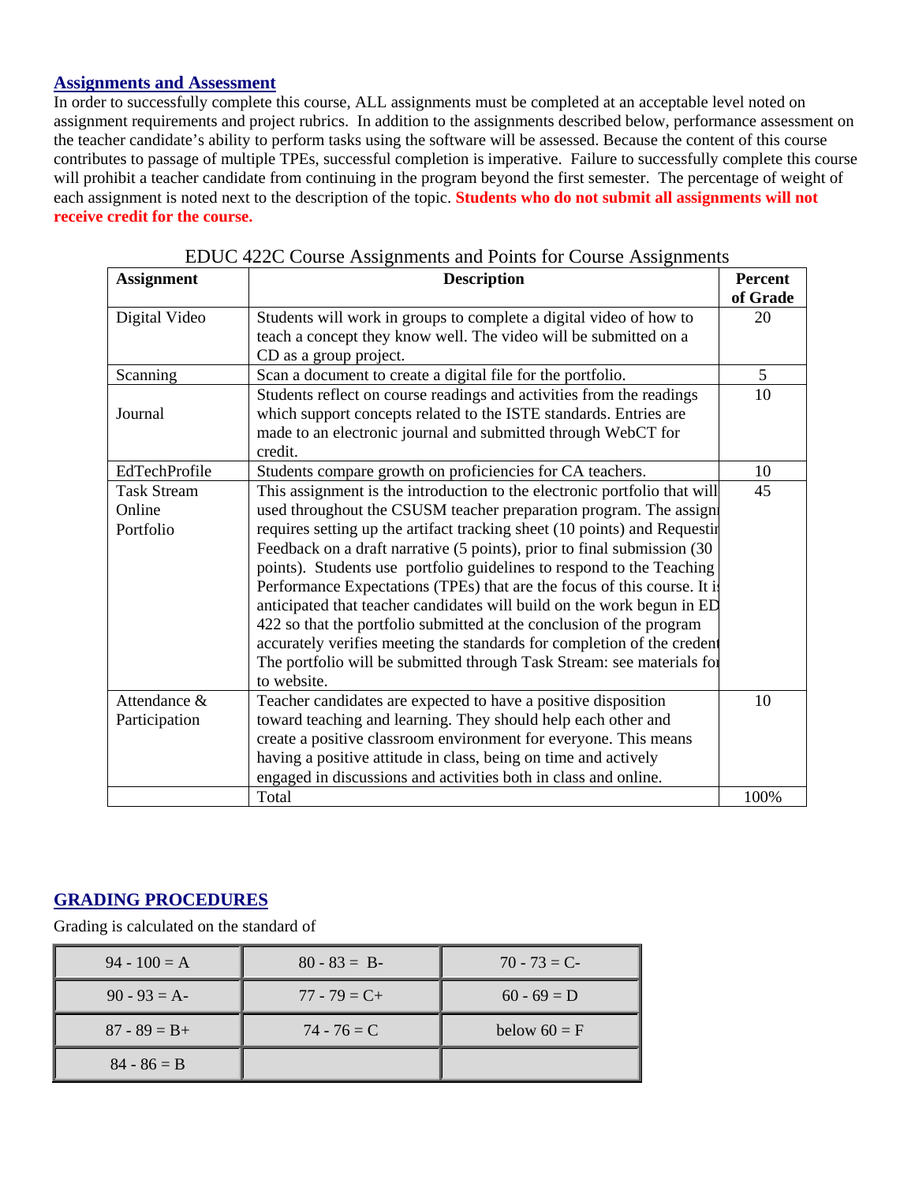## Assignments and Assessment

In order to successfully complete this course, ALL assignments must be completed at an acceptable level noted on assignment requirements and project rubrics. In addition to the assignments described below, performance assessment on the teacher candidate's ability to perform tasks using the software will be assessed. Because the content of this course contributes to passage of multiple TPEs, successful completion is imperative. Failure to successfully complete this course will prohibit a teacher candidate from continuing in the program beyond the first semester. The percentage of weight of each assignment is noted next to the description of the topic. **Students who do not submit all assignments will not receive credit for the course.**

EDUC 422C Course Assignments and Points for Course Assignments

| **Assignment** | **Description** | **Percent of Grade** |
|---|---|---|
| Digital Video | Students will work in groups to complete a digital video of how to teach a concept they know well. The video will be submitted on a CD as a group project. | 20 |
| Scanning | Scan a document to create a digital file for the portfolio. | 5 |
| Journal | Students reflect on course readings and activities from the readings which support concepts related to the ISTE standards. Entries are made to an electronic journal and submitted through WebCT for credit. | 10 |
| EdTechProfile | Students compare growth on proficiencies for CA teachers. | 10 |
| Task Stream Online Portfolio | This assignment is the introduction to the electronic portfolio that will used throughout the CSUSM teacher preparation program. The assignm requires setting up the artifact tracking sheet (10 points) and Requestir Feedback on a draft narrative (5 points), prior to final submission (30 points). Students use portfolio guidelines to respond to the Teaching Performance Expectations (TPEs) that are the focus of this course. It is anticipated that teacher candidates will build on the work begun in ED 422 so that the portfolio submitted at the conclusion of the program accurately verifies meeting the standards for completion of the credent The portfolio will be submitted through Task Stream: see materials for to website. | 45 |
| Attendance & Participation | Teacher candidates are expected to have a positive disposition toward teaching and learning. They should help each other and create a positive classroom environment for everyone. This means having a positive attitude in class, being on time and actively engaged in discussions and activities both in class and online. | 10 |
| | Total | 100% |

## GRADING PROCEDURES

Grading is calculated on the standard of

| | | |
|---|---|---|
| 94 - 100 = A | 80 - 83 = B- | 70 - 73 = C- |
| 90 - 93 = A- | 77 - 79 = C+ | 60 - 69 = D |
| 87 - 89 = B+ | 74 - 76 = C | below 60 = F |
| 84 - 86 = B | | |